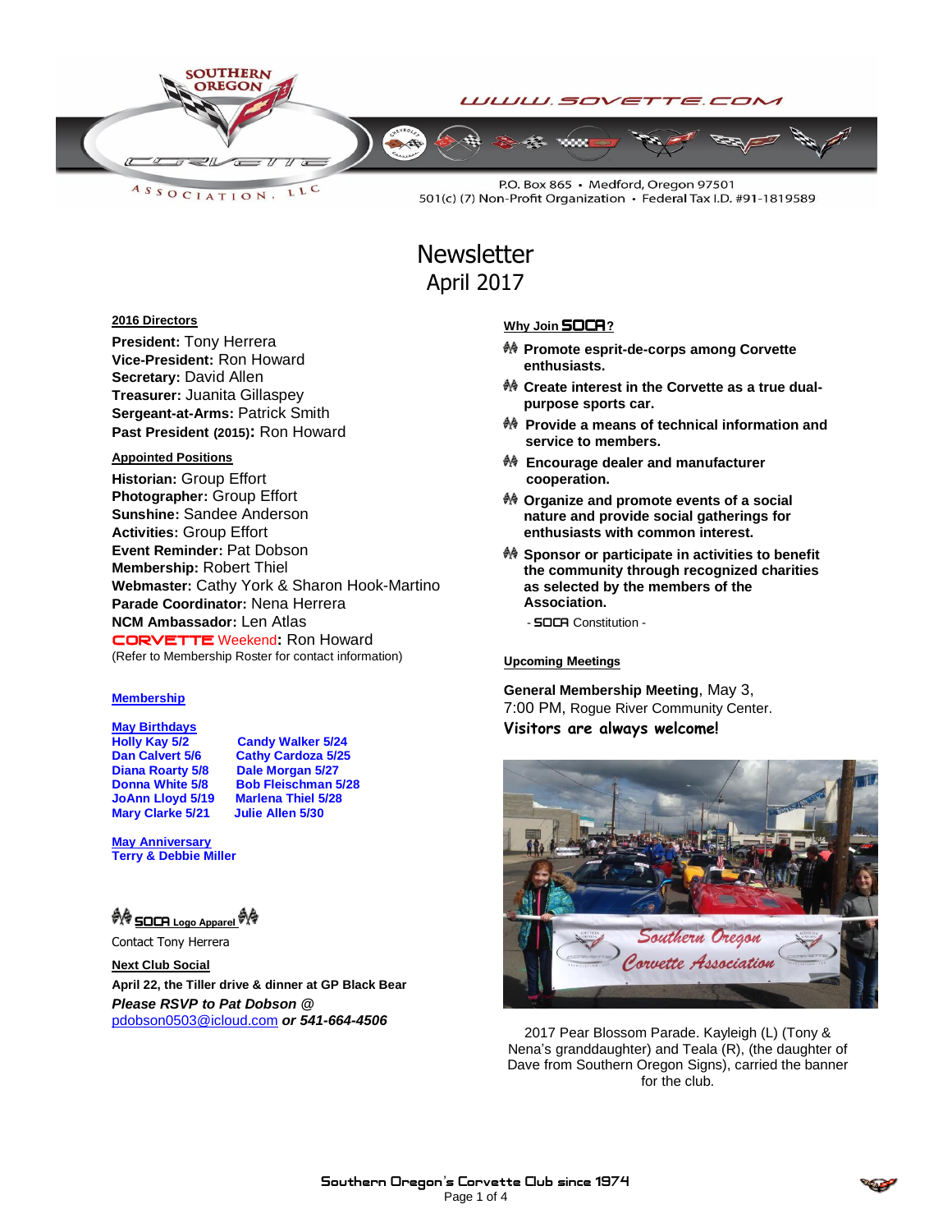www.sovette.com

P.O. Box 865 • Medford, Oregon 97501
501(c) (7) Non-Profit Organization • Federal Tax I.D. #91-1819589

# Newsletter
## April 2017

**2016 Directors**

**President:** Tony Herrera
**Vice-President:** Ron Howard
**Secretary:** David Allen
**Treasurer:** Juanita Gillaspey
**Sergeant-at-Arms:** Patrick Smith
**Past President (2015):** Ron Howard

**Appointed Positions**

**Historian:** Group Effort
**Photographer:** Group Effort
**Sunshine:** Sandee Anderson
**Activities:** Group Effort
**Event Reminder:** Pat Dobson
**Membership:** Robert Thiel
**Webmaster:** Cathy York & Sharon Hook-Martino
**Parade Coordinator:** Nena Herrera
**NCM Ambassador:** Len Atlas
**CORVETTE Weekend:** Ron Howard
(Refer to Membership Roster for contact information)

**Membership**

**May Birthdays**

| | |
|---|---|
| Holly Kay 5/2 | Candy Walker 5/24 |
| Dan Calvert 5/6 | Cathy Cardoza 5/25 |
| Diana Roarty 5/8 | Dale Morgan 5/27 |
| Donna White 5/8 | Bob Fleischman 5/28 |
| JoAnn Lloyd 5/19 | Marlena Thiel 5/28 |
| Mary Clarke 5/21 | Julie Allen 5/30 |

**May Anniversary**
**Terry & Debbie Miller**

**SOCA Logo Apparel**
Contact Tony Herrera

**Next Club Social**
**April 22, the Tiller drive & dinner at GP Black Bear**
***Please RSVP to Pat Dobson @*** pdobson0503@icloud.com ***or 541-664-4506***

**Why Join SOCA?**

- **Promote esprit-de-corps among Corvette enthusiasts.**
- **Create interest in the Corvette as a true dual-purpose sports car.**
- **Provide a means of technical information and service to members.**
- **Encourage dealer and manufacturer cooperation.**
- **Organize and promote events of a social nature and provide social gatherings for enthusiasts with common interest.**
- **Sponsor or participate in activities to benefit the community through recognized charities as selected by the members of the Association.**

- SOCA Constitution -

**Upcoming Meetings**

**General Membership Meeting**, May 3,
7:00 PM, Rogue River Community Center.
**Visitors are always welcome!**

2017 Pear Blossom Parade. Kayleigh (L) (Tony & Nena's granddaughter) and Teala (R), (the daughter of Dave from Southern Oregon Signs), carried the banner for the club.

Southern Oregon's Corvette Club since 1974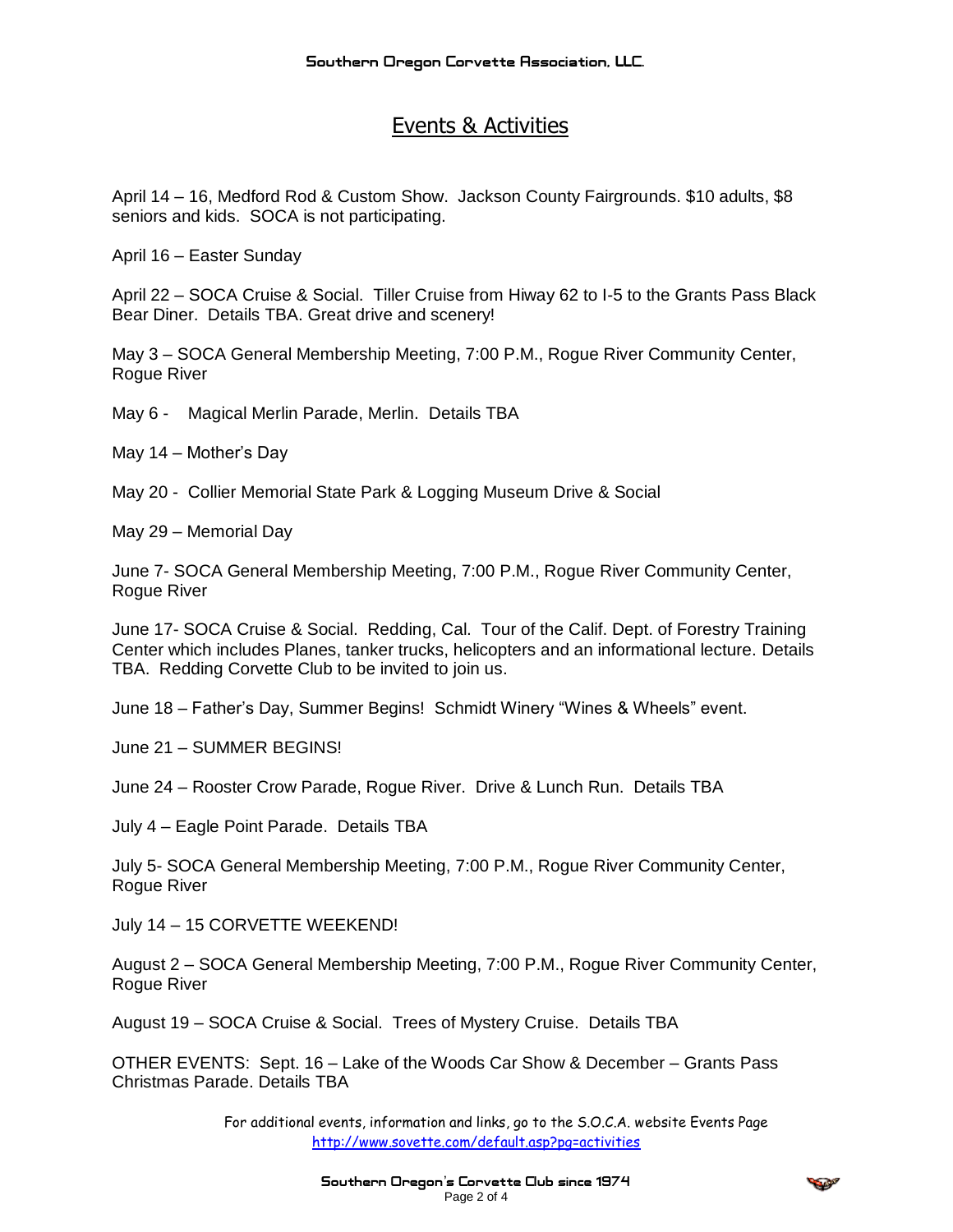# Events & Activities

April 14 – 16, Medford Rod & Custom Show. Jackson County Fairgrounds. $10 adults, $8 seniors and kids. SOCA is not participating.

April 16 – Easter Sunday

April 22 – SOCA Cruise & Social. Tiller Cruise from Hiway 62 to I-5 to the Grants Pass Black Bear Diner. Details TBA. Great drive and scenery!

May 3 – SOCA General Membership Meeting, 7:00 P.M., Rogue River Community Center, Rogue River

May 6 - Magical Merlin Parade, Merlin. Details TBA

May 14 – Mother's Day

May 20 - Collier Memorial State Park & Logging Museum Drive & Social

May 29 – Memorial Day

June 7- SOCA General Membership Meeting, 7:00 P.M., Rogue River Community Center, Rogue River

June 17- SOCA Cruise & Social. Redding, Cal. Tour of the Calif. Dept. of Forestry Training Center which includes Planes, tanker trucks, helicopters and an informational lecture. Details TBA. Redding Corvette Club to be invited to join us.

June 18 – Father's Day, Summer Begins! Schmidt Winery "Wines & Wheels" event.

June 21 – SUMMER BEGINS!

June 24 – Rooster Crow Parade, Rogue River. Drive & Lunch Run. Details TBA

July 4 – Eagle Point Parade. Details TBA

July 5- SOCA General Membership Meeting, 7:00 P.M., Rogue River Community Center, Rogue River

July 14 – 15 CORVETTE WEEKEND!

August 2 – SOCA General Membership Meeting, 7:00 P.M., Rogue River Community Center, Rogue River

August 19 – SOCA Cruise & Social. Trees of Mystery Cruise. Details TBA

OTHER EVENTS: Sept. 16 – Lake of the Woods Car Show & December – Grants Pass Christmas Parade. Details TBA

For additional events, information and links, go to the S.O.C.A. website Events Page
http://www.sovette.com/default.asp?pg=activities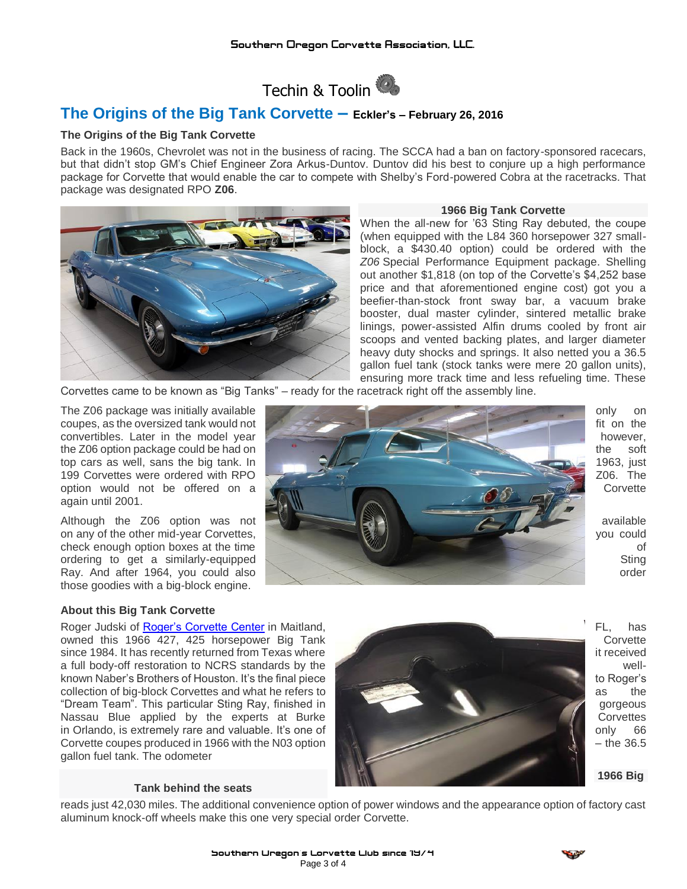# Techin & Toolin

## The Origins of the Big Tank Corvette – Eckler's – February 26, 2016

### The Origins of the Big Tank Corvette

Back in the 1960s, Chevrolet was not in the business of racing. The SCCA had a ban on factory-sponsored racecars, but that didn't stop GM's Chief Engineer Zora Arkus-Duntov. Duntov did his best to conjure up a high performance package for Corvette that would enable the car to compete with Shelby's Ford-powered Cobra at the racetracks. That package was designated RPO **Z06**.

**1966 Big Tank Corvette**

When the all-new for '63 Sting Ray debuted, the coupe (when equipped with the L84 360 horsepower 327 small-block, a $430.40 option) could be ordered with the *Z06* Special Performance Equipment package. Shelling out another $1,818 (on top of the Corvette's $4,252 base price and that aforementioned engine cost) got you a beefier-than-stock front sway bar, a vacuum brake booster, dual master cylinder, sintered metallic brake linings, power-assisted Alfin drums cooled by front air scoops and vented backing plates, and larger diameter heavy duty shocks and springs. It also netted you a 36.5 gallon fuel tank (stock tanks were mere 20 gallon units), ensuring more track time and less refueling time. These Corvettes came to be known as "Big Tanks" – ready for the racetrack right off the assembly line.

The Z06 package was initially available only on coupes, as the oversized tank would not fit on the convertibles. Later in the model year however, the Z06 option package could be had on the soft top cars as well, sans the big tank. In 1963, just 199 Corvettes were ordered with RPO Z06. The option would not be offered on a Corvette again until 2001.

Although the Z06 option was not available on any of the other mid-year Corvettes, you could check enough option boxes at the time of ordering to get a similarly-equipped Sting Ray. And after 1964, you could also order those goodies with a big-block engine.

### About this Big Tank Corvette

Roger Judski of Roger's Corvette Center in Maitland, FL, has owned this 1966 427, 425 horsepower Big Tank Corvette since 1984. It has recently returned from Texas where it received a full body-off restoration to NCRS standards by the well-known Naber's Brothers of Houston. It's the final piece to Roger's collection of big-block Corvettes and what he refers to as the "Dream Team". This particular Sting Ray, finished in gorgeous Nassau Blue applied by the experts at Burke Corvettes in Orlando, is extremely rare and valuable. It's one of only 66 Corvette coupes produced in 1966 with the N03 option – the 36.5 gallon fuel tank. The odometer reads just 42,030 miles. The additional convenience option of power windows and the appearance option of factory cast aluminum knock-off wheels make this one very special order Corvette.

**Tank behind the seats**

**1966 Big**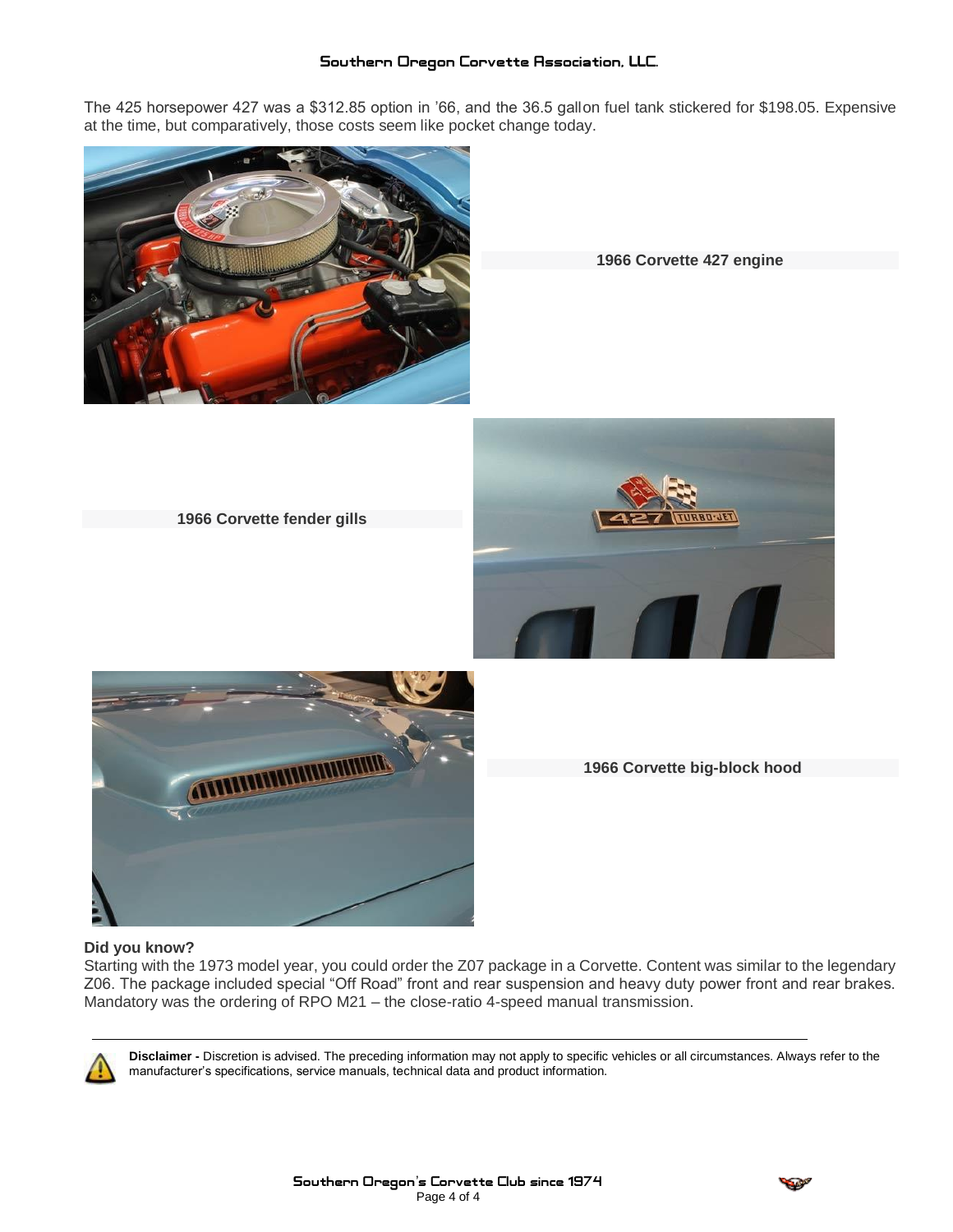The 425 horsepower 427 was a $312.85 option in ’66, and the 36.5 gallon fuel tank stickered for $198.05. Expensive at the time, but comparatively, those costs seem like pocket change today.

**1966 Corvette 427 engine**

**1966 Corvette fender gills**

**1966 Corvette big-block hood**

**Did you know?**

Starting with the 1973 model year, you could order the Z07 package in a Corvette. Content was similar to the legendary Z06. The package included special “Off Road” front and rear suspension and heavy duty power front and rear brakes. Mandatory was the ordering of RPO M21 – the close-ratio 4-speed manual transmission.

---

**Disclaimer -** Discretion is advised. The preceding information may not apply to specific vehicles or all circumstances. Always refer to the manufacturer’s specifications, service manuals, technical data and product information.